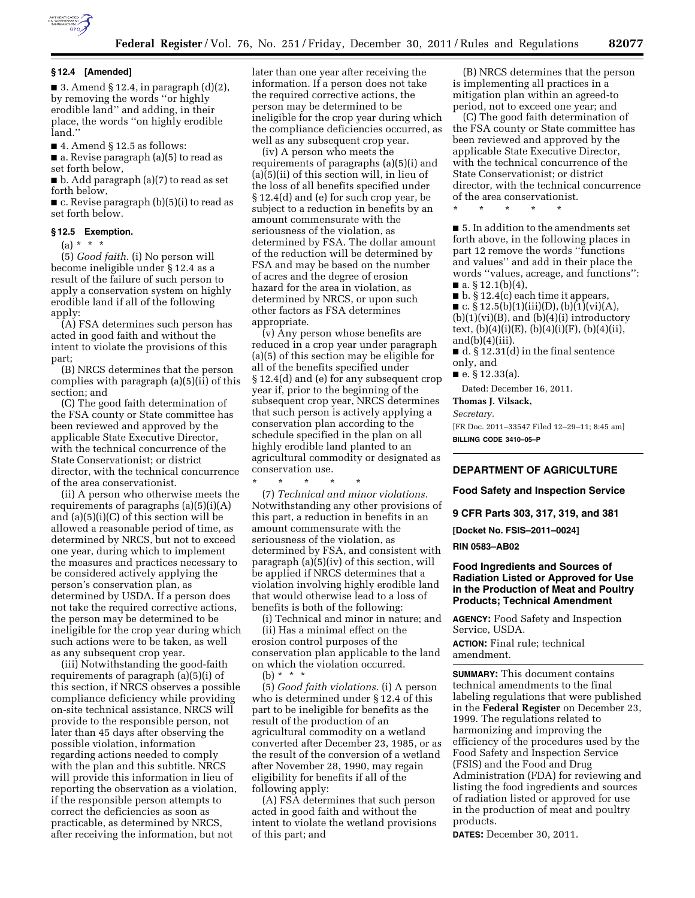**§ 12.4 [Amended]**

■ 3. Amend § 12.4, in paragraph (d)(2), by removing the words ''or highly erodible land'' and adding, in their place, the words ''on highly erodible land.''

■ 4. Amend § 12.5 as follows:

■ a. Revise paragraph (a)(5) to read as set forth below,

■ b. Add paragraph (a)(7) to read as set forth below,

■ c. Revise paragraph (b)(5)(i) to read as set forth below.

**§ 12.5 Exemption.**

(a) * * *

(5) *Good faith.* (i) No person will become ineligible under § 12.4 as a result of the failure of such person to apply a conservation system on highly erodible land if all of the following apply:

(A) FSA determines such person has acted in good faith and without the intent to violate the provisions of this part;

(B) NRCS determines that the person complies with paragraph (a)(5)(ii) of this section; and

(C) The good faith determination of the FSA county or State committee has been reviewed and approved by the applicable State Executive Director, with the technical concurrence of the State Conservationist; or district director, with the technical concurrence of the area conservationist.

(ii) A person who otherwise meets the requirements of paragraphs (a)(5)(i)(A) and (a)(5)(i)(C) of this section will be allowed a reasonable period of time, as determined by NRCS, but not to exceed one year, during which to implement the measures and practices necessary to be considered actively applying the person's conservation plan, as determined by USDA. If a person does not take the required corrective actions, the person may be determined to be ineligible for the crop year during which such actions were to be taken, as well as any subsequent crop year.

(iii) Notwithstanding the good-faith requirements of paragraph (a)(5)(i) of this section, if NRCS observes a possible compliance deficiency while providing on-site technical assistance, NRCS will provide to the responsible person, not later than 45 days after observing the possible violation, information regarding actions needed to comply with the plan and this subtitle. NRCS will provide this information in lieu of reporting the observation as a violation, if the responsible person attempts to correct the deficiencies as soon as practicable, as determined by NRCS, after receiving the information, but not later than one year after receiving the information. If a person does not take the required corrective actions, the person may be determined to be ineligible for the crop year during which the compliance deficiencies occurred, as well as any subsequent crop year.

(iv) A person who meets the requirements of paragraphs (a)(5)(i) and (a)(5)(ii) of this section will, in lieu of the loss of all benefits specified under § 12.4(d) and (e) for such crop year, be subject to a reduction in benefits by an amount commensurate with the seriousness of the violation, as determined by FSA. The dollar amount of the reduction will be determined by FSA and may be based on the number of acres and the degree of erosion hazard for the area in violation, as determined by NRCS, or upon such other factors as FSA determines appropriate.

(v) Any person whose benefits are reduced in a crop year under paragraph (a)(5) of this section may be eligible for all of the benefits specified under § 12.4(d) and (e) for any subsequent crop year if, prior to the beginning of the subsequent crop year, NRCS determines that such person is actively applying a conservation plan according to the schedule specified in the plan on all highly erodible land planted to an agricultural commodity or designated as conservation use.

\* \* \* \* \*

(7) *Technical and minor violations.* Notwithstanding any other provisions of this part, a reduction in benefits in an amount commensurate with the seriousness of the violation, as determined by FSA, and consistent with paragraph (a)(5)(iv) of this section, will be applied if NRCS determines that a violation involving highly erodible land that would otherwise lead to a loss of benefits is both of the following:

(i) Technical and minor in nature; and

(ii) Has a minimal effect on the erosion control purposes of the conservation plan applicable to the land on which the violation occurred.

(b) * * *

(5) *Good faith violations.* (i) A person who is determined under § 12.4 of this part to be ineligible for benefits as the result of the production of an agricultural commodity on a wetland converted after December 23, 1985, or as the result of the conversion of a wetland after November 28, 1990, may regain eligibility for benefits if all of the following apply:

(A) FSA determines that such person acted in good faith and without the intent to violate the wetland provisions of this part; and

(B) NRCS determines that the person is implementing all practices in a mitigation plan within an agreed-to period, not to exceed one year; and

(C) The good faith determination of the FSA county or State committee has been reviewed and approved by the applicable State Executive Director, with the technical concurrence of the State Conservationist; or district director, with the technical concurrence of the area conservationist.

\* \* \* \* \*

■ 5. In addition to the amendments set forth above, in the following places in part 12 remove the words ''functions and values'' and add in their place the words ''values, acreage, and functions'':

■ a. § 12.1(b)(4),

■ b. § 12.4(c) each time it appears,

■ c. § 12.5(b)(1)(iii)(D), (b)(1)(vi)(A), (b)(1)(vi)(B), and (b)(4)(i) introductory text, (b)(4)(i)(E), (b)(4)(i)(F), (b)(4)(ii), and(b)(4)(iii).

■ d. § 12.31(d) in the final sentence only, and

■ e. § 12.33(a).

Dated: December 16, 2011.

**Thomas J. Vilsack,**

*Secretary.*

[FR Doc. 2011–33547 Filed 12–29–11; 8:45 am]

**BILLING CODE 3410–05–P**

---

**DEPARTMENT OF AGRICULTURE**

**Food Safety and Inspection Service**

**9 CFR Parts 303, 317, 319, and 381**

**[Docket No. FSIS–2011–0024]**

**RIN 0583–AB02**

## Food Ingredients and Sources of Radiation Listed or Approved for Use in the Production of Meat and Poultry Products; Technical Amendment

**AGENCY:** Food Safety and Inspection Service, USDA.

**ACTION:** Final rule; technical amendment.

**SUMMARY:** This document contains technical amendments to the final labeling regulations that were published in the **Federal Register** on December 23, 1999. The regulations related to harmonizing and improving the efficiency of the procedures used by the Food Safety and Inspection Service (FSIS) and the Food and Drug Administration (FDA) for reviewing and listing the food ingredients and sources of radiation listed or approved for use in the production of meat and poultry products.

**DATES:** December 30, 2011.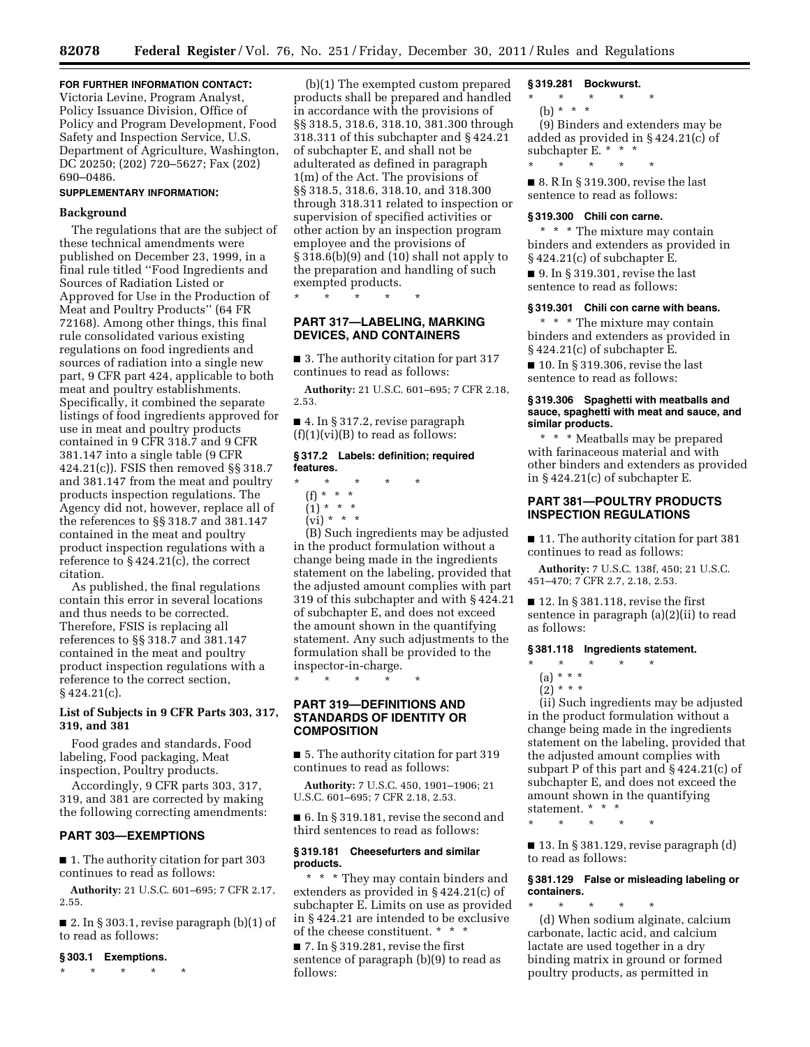**FOR FURTHER INFORMATION CONTACT:** Victoria Levine, Program Analyst, Policy Issuance Division, Office of Policy and Program Development, Food Safety and Inspection Service, U.S. Department of Agriculture, Washington, DC 20250; (202) 720–5627; Fax (202) 690–0486.

**SUPPLEMENTARY INFORMATION:**

**Background**

The regulations that are the subject of these technical amendments were published on December 23, 1999, in a final rule titled ''Food Ingredients and Sources of Radiation Listed or Approved for Use in the Production of Meat and Poultry Products'' (64 FR 72168). Among other things, this final rule consolidated various existing regulations on food ingredients and sources of radiation into a single new part, 9 CFR part 424, applicable to both meat and poultry establishments. Specifically, it combined the separate listings of food ingredients approved for use in meat and poultry products contained in 9 CFR 318.7 and 9 CFR 381.147 into a single table (9 CFR 424.21(c)). FSIS then removed §§ 318.7 and 381.147 from the meat and poultry products inspection regulations. The Agency did not, however, replace all of the references to §§ 318.7 and 381.147 contained in the meat and poultry product inspection regulations with a reference to § 424.21(c), the correct citation.

As published, the final regulations contain this error in several locations and thus needs to be corrected. Therefore, FSIS is replacing all references to §§ 318.7 and 381.147 contained in the meat and poultry product inspection regulations with a reference to the correct section, § 424.21(c).

**List of Subjects in 9 CFR Parts 303, 317, 319, and 381**

Food grades and standards, Food labeling, Food packaging, Meat inspection, Poultry products.

Accordingly, 9 CFR parts 303, 317, 319, and 381 are corrected by making the following correcting amendments:

## PART 303—EXEMPTIONS

■ 1. The authority citation for part 303 continues to read as follows:

**Authority:** 21 U.S.C. 601–695; 7 CFR 2.17, 2.55.

■ 2. In § 303.1, revise paragraph (b)(1) of to read as follows:

### § 303.1 Exemptions.

\* \* \* \* \*

(b)(1) The exempted custom prepared products shall be prepared and handled in accordance with the provisions of §§ 318.5, 318.6, 318.10, 381.300 through 318.311 of this subchapter and § 424.21 of subchapter E, and shall not be adulterated as defined in paragraph 1(m) of the Act. The provisions of §§ 318.5, 318.6, 318.10, and 318.300 through 318.311 related to inspection or supervision of specified activities or other action by an inspection program employee and the provisions of § 318.6(b)(9) and (10) shall not apply to the preparation and handling of such exempted products.

\* \* \* \* \*

## PART 317—LABELING, MARKING DEVICES, AND CONTAINERS

■ 3. The authority citation for part 317 continues to read as follows:

**Authority:** 21 U.S.C. 601–695; 7 CFR 2.18, 2.53.

■ 4. In § 317.2, revise paragraph (f)(1)(vi)(B) to read as follows:

### § 317.2 Labels: definition; required features.

\* \* \* \* \*

(f) \* \* \*

(1) \* \* \*

(vi) \* \* \*

(B) Such ingredients may be adjusted in the product formulation without a change being made in the ingredients statement on the labeling, provided that the adjusted amount complies with part 319 of this subchapter and with § 424.21 of subchapter E, and does not exceed the amount shown in the quantifying statement. Any such adjustments to the formulation shall be provided to the inspector-in-charge.

\* \* \* \* \*

## PART 319—DEFINITIONS AND STANDARDS OF IDENTITY OR COMPOSITION

■ 5. The authority citation for part 319 continues to read as follows:

**Authority:** 7 U.S.C. 450, 1901–1906; 21 U.S.C. 601–695; 7 CFR 2.18, 2.53.

■ 6. In § 319.181, revise the second and third sentences to read as follows:

### § 319.181 Cheesefurters and similar products.

\* \* \* They may contain binders and extenders as provided in § 424.21(c) of subchapter E. Limits on use as provided in § 424.21 are intended to be exclusive of the cheese constituent. \* \* \*

■ 7. In § 319.281, revise the first sentence of paragraph (b)(9) to read as follows:

### § 319.281 Bockwurst.

\* \* \* \* \*

(b) \* \* \*

(9) Binders and extenders may be added as provided in § 424.21(c) of subchapter E. \* \* \*

\* \* \* \* \*

■ 8. R In § 319.300, revise the last sentence to read as follows:

### § 319.300 Chili con carne.

\* \* \* The mixture may contain binders and extenders as provided in § 424.21(c) of subchapter E.

■ 9. In § 319.301, revise the last sentence to read as follows:

### § 319.301 Chili con carne with beans.

\* \* \* The mixture may contain binders and extenders as provided in § 424.21(c) of subchapter E.

■ 10. In § 319.306, revise the last sentence to read as follows:

### § 319.306 Spaghetti with meatballs and sauce, spaghetti with meat and sauce, and similar products.

\* \* \* Meatballs may be prepared with farinaceous material and with other binders and extenders as provided in § 424.21(c) of subchapter E.

## PART 381—POULTRY PRODUCTS INSPECTION REGULATIONS

■ 11. The authority citation for part 381 continues to read as follows:

**Authority:** 7 U.S.C. 138f, 450; 21 U.S.C. 451–470; 7 CFR 2.7, 2.18, 2.53.

■ 12. In § 381.118, revise the first sentence in paragraph (a)(2)(ii) to read as follows:

### § 381.118 Ingredients statement.

\* \* \* \* \*

(a) \* \* \*

(2) \* \* \*

(ii) Such ingredients may be adjusted in the product formulation without a change being made in the ingredients statement on the labeling, provided that the adjusted amount complies with subpart P of this part and § 424.21(c) of subchapter E, and does not exceed the amount shown in the quantifying statement. \* \* \*

\* \* \* \* \*

■ 13. In § 381.129, revise paragraph (d) to read as follows:

### § 381.129 False or misleading labeling or containers.

\* \* \* \* \*

(d) When sodium alginate, calcium carbonate, lactic acid, and calcium lactate are used together in a dry binding matrix in ground or formed poultry products, as permitted in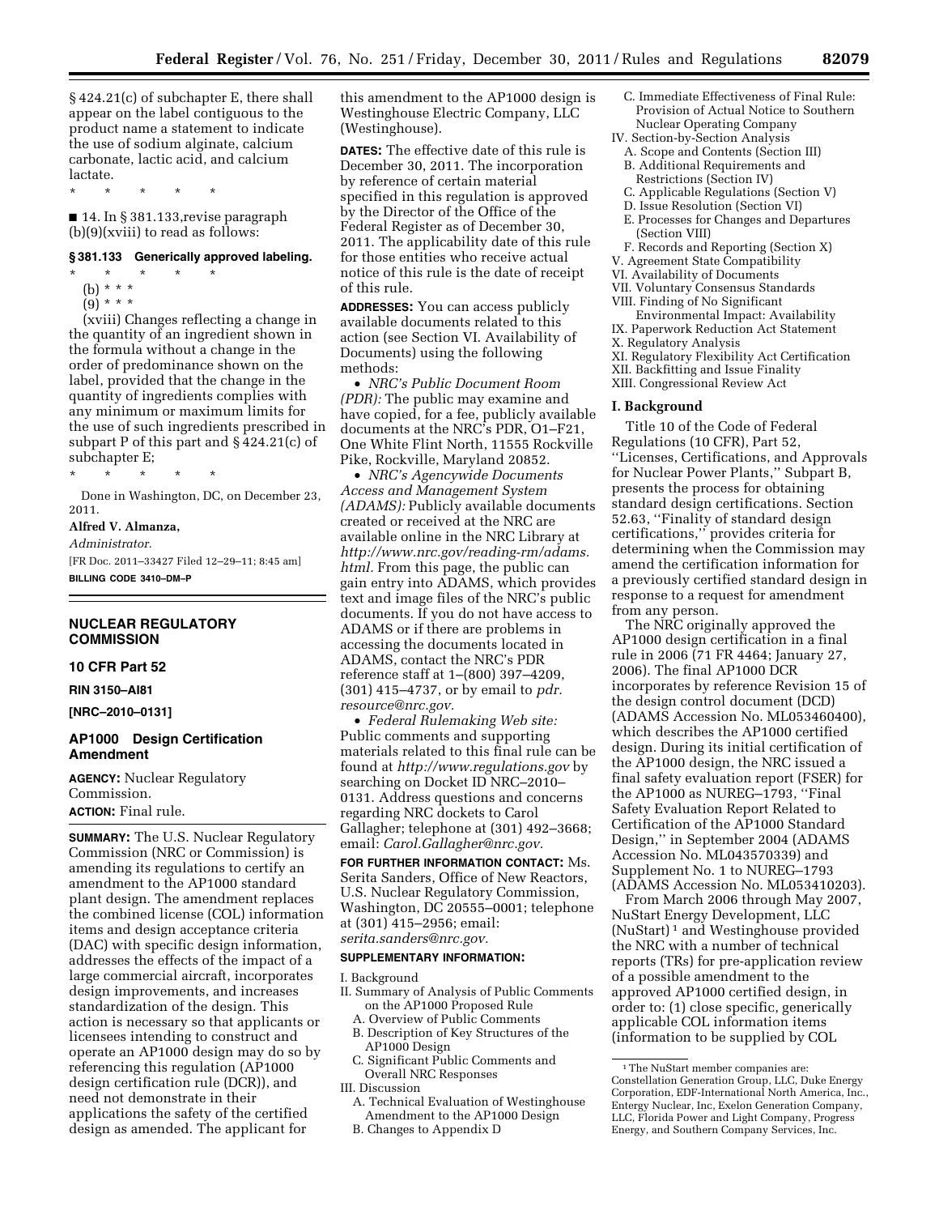§ 424.21(c) of subchapter E, there shall appear on the label contiguous to the product name a statement to indicate the use of sodium alginate, calcium carbonate, lactic acid, and calcium lactate.

\* \* \* \* \*

■ 14. In § 381.133,revise paragraph (b)(9)(xviii) to read as follows:

**§ 381.133 Generically approved labeling.**

\* \* \* \* \*

(b) \* \* \*

(9) \* \* \*

(xviii) Changes reflecting a change in the quantity of an ingredient shown in the formula without a change in the order of predominance shown on the label, provided that the change in the quantity of ingredients complies with any minimum or maximum limits for the use of such ingredients prescribed in subpart P of this part and § 424.21(c) of subchapter E;

\* \* \* \* \*

Done in Washington, DC, on December 23, 2011.

**Alfred V. Almanza,**

*Administrator.*

[FR Doc. 2011–33427 Filed 12–29–11; 8:45 am]

**BILLING CODE 3410–DM–P**

## NUCLEAR REGULATORY COMMISSION

**10 CFR Part 52**

**RIN 3150–AI81**

**[NRC–2010–0131]**

## AP1000 Design Certification Amendment

**AGENCY:** Nuclear Regulatory Commission.

**ACTION:** Final rule.

**SUMMARY:** The U.S. Nuclear Regulatory Commission (NRC or Commission) is amending its regulations to certify an amendment to the AP1000 standard plant design. The amendment replaces the combined license (COL) information items and design acceptance criteria (DAC) with specific design information, addresses the effects of the impact of a large commercial aircraft, incorporates design improvements, and increases standardization of the design. This action is necessary so that applicants or licensees intending to construct and operate an AP1000 design may do so by referencing this regulation (AP1000 design certification rule (DCR)), and need not demonstrate in their applications the safety of the certified design as amended. The applicant for this amendment to the AP1000 design is Westinghouse Electric Company, LLC (Westinghouse).

**DATES:** The effective date of this rule is December 30, 2011. The incorporation by reference of certain material specified in this regulation is approved by the Director of the Office of the Federal Register as of December 30, 2011. The applicability date of this rule for those entities who receive actual notice of this rule is the date of receipt of this rule.

**ADDRESSES:** You can access publicly available documents related to this action (see Section VI. Availability of Documents) using the following methods:

- *NRC's Public Document Room (PDR):* The public may examine and have copied, for a fee, publicly available documents at the NRC's PDR, O1–F21, One White Flint North, 11555 Rockville Pike, Rockville, Maryland 20852.
- *NRC's Agencywide Documents Access and Management System (ADAMS):* Publicly available documents created or received at the NRC are available online in the NRC Library at *http://www.nrc.gov/reading-rm/adams.html.* From this page, the public can gain entry into ADAMS, which provides text and image files of the NRC's public documents. If you do not have access to ADAMS or if there are problems in accessing the documents located in ADAMS, contact the NRC's PDR reference staff at 1–(800) 397–4209, (301) 415–4737, or by email to *pdr.resource@nrc.gov.*
- *Federal Rulemaking Web site:* Public comments and supporting materials related to this final rule can be found at *http://www.regulations.gov* by searching on Docket ID NRC–2010–0131. Address questions and concerns regarding NRC dockets to Carol Gallagher; telephone at (301) 492–3668; email: *Carol.Gallagher@nrc.gov.*

**FOR FURTHER INFORMATION CONTACT:** Ms. Serita Sanders, Office of New Reactors, U.S. Nuclear Regulatory Commission, Washington, DC 20555–0001; telephone at (301) 415–2956; email: *serita.sanders@nrc.gov.*

**SUPPLEMENTARY INFORMATION:**

I. Background
II. Summary of Analysis of Public Comments on the AP1000 Proposed Rule
   A. Overview of Public Comments
   B. Description of Key Structures of the AP1000 Design
   C. Significant Public Comments and Overall NRC Responses
III. Discussion
   A. Technical Evaluation of Westinghouse Amendment to the AP1000 Design
   B. Changes to Appendix D
   C. Immediate Effectiveness of Final Rule: Provision of Actual Notice to Southern Nuclear Operating Company
IV. Section-by-Section Analysis
   A. Scope and Contents (Section III)
   B. Additional Requirements and Restrictions (Section IV)
   C. Applicable Regulations (Section V)
   D. Issue Resolution (Section VI)
   E. Processes for Changes and Departures (Section VIII)
   F. Records and Reporting (Section X)
V. Agreement State Compatibility
VI. Availability of Documents
VII. Voluntary Consensus Standards
VIII. Finding of No Significant Environmental Impact: Availability
IX. Paperwork Reduction Act Statement
X. Regulatory Analysis
XI. Regulatory Flexibility Act Certification
XII. Backfitting and Issue Finality
XIII. Congressional Review Act

### I. Background

Title 10 of the Code of Federal Regulations (10 CFR), Part 52, ''Licenses, Certifications, and Approvals for Nuclear Power Plants,'' Subpart B, presents the process for obtaining standard design certifications. Section 52.63, ''Finality of standard design certifications,'' provides criteria for determining when the Commission may amend the certification information for a previously certified standard design in response to a request for amendment from any person.

The NRC originally approved the AP1000 design certification in a final rule in 2006 (71 FR 4464; January 27, 2006). The final AP1000 DCR incorporates by reference Revision 15 of the design control document (DCD) (ADAMS Accession No. ML053460400), which describes the AP1000 certified design. During its initial certification of the AP1000 design, the NRC issued a final safety evaluation report (FSER) for the AP1000 as NUREG–1793, ''Final Safety Evaluation Report Related to Certification of the AP1000 Standard Design,'' in September 2004 (ADAMS Accession No. ML043570339) and Supplement No. 1 to NUREG–1793 (ADAMS Accession No. ML053410203).

From March 2006 through May 2007, NuStart Energy Development, LLC (NuStart)[1] and Westinghouse provided the NRC with a number of technical reports (TRs) for pre-application review of a possible amendment to the approved AP1000 certified design, in order to: (1) close specific, generically applicable COL information items (information to be supplied by COL

[1] The NuStart member companies are: Constellation Generation Group, LLC, Duke Energy Corporation, EDF-International North America, Inc., Entergy Nuclear, Inc, Exelon Generation Company, LLC, Florida Power and Light Company, Progress Energy, and Southern Company Services, Inc.